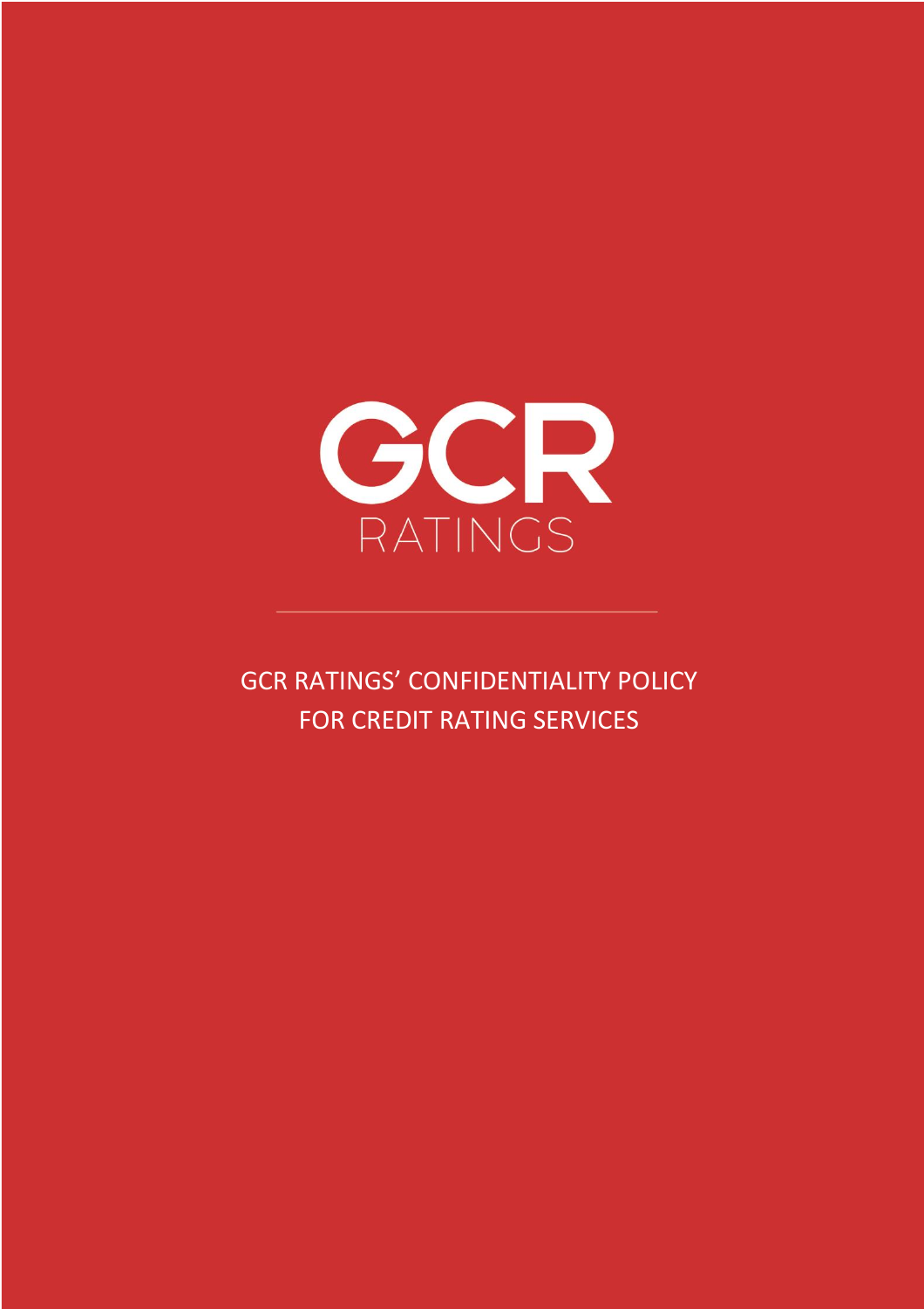GCR

RATINGS

# GCR RATINGS' CONFIDENTIALITY POLICY FOR CREDIT RATING SERVICES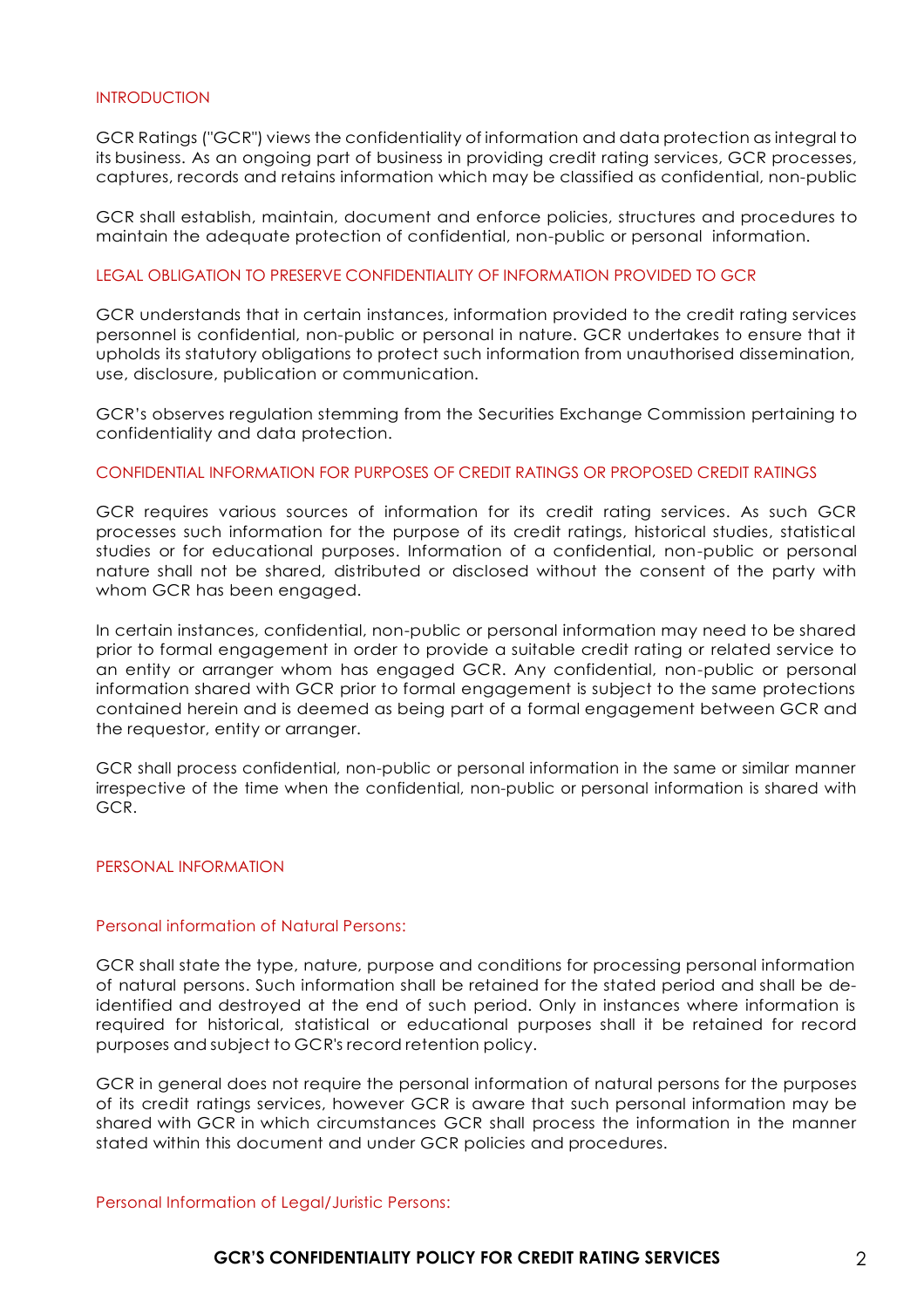## INTRODUCTION

GCR Ratings ("GCR") views the confidentiality of information and data protection as integral to its business. As an ongoing part of business in providing credit rating services, GCR processes, captures, records and retains information which may be classified as confidential, non-public

GCR shall establish, maintain, document and enforce policies, structures and procedures to maintain the adequate protection of confidential, non-public or personal information.

## LEGAL OBLIGATION TO PRESERVE CONFIDENTIALITY OF INFORMATION PROVIDED TO GCR

GCR understands that in certain instances, information provided to the credit rating services personnel is confidential, non-public or personal in nature. GCR undertakes to ensure that it upholds its statutory obligations to protect such information from unauthorised dissemination, use, disclosure, publication or communication.

GCR's observes regulation stemming from the Securities Exchange Commission pertaining to confidentiality and data protection.

## CONFIDENTIAL INFORMATION FOR PURPOSES OF CREDIT RATINGS OR PROPOSED CREDIT RATINGS

GCR requires various sources of information for its credit rating services. As such GCR processes such information for the purpose of its credit ratings, historical studies, statistical studies or for educational purposes. Information of a confidential, non-public or personal nature shall not be shared, distributed or disclosed without the consent of the party with whom GCR has been engaged.

In certain instances, confidential, non-public or personal information may need to be shared prior to formal engagement in order to provide a suitable credit rating or related service to an entity or arranger whom has engaged GCR. Any confidential, non-public or personal information shared with GCR prior to formal engagement is subject to the same protections contained herein and is deemed as being part of a formal engagement between GCR and the requestor, entity or arranger.

GCR shall process confidential, non-public or personal information in the same or similar manner irrespective of the time when the confidential, non-public or personal information is shared with GCR.

## PERSONAL INFORMATION

### Personal information of Natural Persons:

GCR shall state the type, nature, purpose and conditions for processing personal information of natural persons. Such information shall be retained for the stated period and shall be de-identified and destroyed at the end of such period. Only in instances where information is required for historical, statistical or educational purposes shall it be retained for record purposes and subject to GCR's record retention policy.

GCR in general does not require the personal information of natural persons for the purposes of its credit ratings services, however GCR is aware that such personal information may be shared with GCR in which circumstances GCR shall process the information in the manner stated within this document and under GCR policies and procedures.

### Personal Information of Legal/Juristic Persons: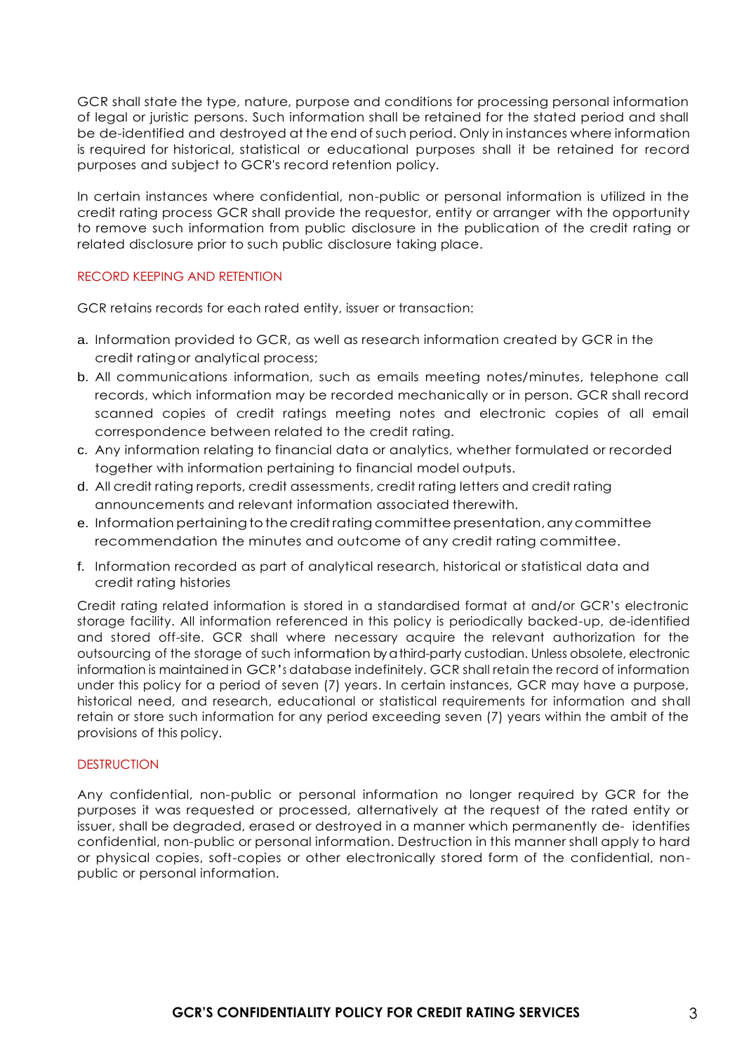GCR shall state the type, nature, purpose and conditions for processing personal information of legal or juristic persons. Such information shall be retained for the stated period and shall be de-identified and destroyed at the end of such period. Only in instances where information is required for historical, statistical or educational purposes shall it be retained for record purposes and subject to GCR's record retention policy.

In certain instances where confidential, non-public or personal information is utilized in the credit rating process GCR shall provide the requestor, entity or arranger with the opportunity to remove such information from public disclosure in the publication of the credit rating or related disclosure prior to such public disclosure taking place.

## RECORD KEEPING AND RETENTION

GCR retains records for each rated entity, issuer or transaction:

a. Information provided to GCR, as well as research information created by GCR in the credit rating or analytical process;
b. All communications information, such as emails meeting notes/minutes, telephone call records, which information may be recorded mechanically or in person. GCR shall record scanned copies of credit ratings meeting notes and electronic copies of all email correspondence between related to the credit rating.
c. Any information relating to financial data or analytics, whether formulated or recorded together with information pertaining to financial model outputs.
d. All credit rating reports, credit assessments, credit rating letters and credit rating announcements and relevant information associated therewith.
e. Information pertaining to the credit rating committee presentation, any committee recommendation the minutes and outcome of any credit rating committee.
f. Information recorded as part of analytical research, historical or statistical data and credit rating histories

Credit rating related information is stored in a standardised format at and/or GCR's electronic storage facility. All information referenced in this policy is periodically backed-up, de-identified and stored off-site. GCR shall where necessary acquire the relevant authorization for the outsourcing of the storage of such information by a third-party custodian. Unless obsolete, electronic information is maintained in GCR's database indefinitely. GCR shall retain the record of information under this policy for a period of seven (7) years. In certain instances, GCR may have a purpose, historical need, and research, educational or statistical requirements for information and shall retain or store such information for any period exceeding seven (7) years within the ambit of the provisions of this policy.

## DESTRUCTION

Any confidential, non-public or personal information no longer required by GCR for the purposes it was requested or processed, alternatively at the request of the rated entity or issuer, shall be degraded, erased or destroyed in a manner which permanently de- identifies confidential, non-public or personal information. Destruction in this manner shall apply to hard or physical copies, soft-copies or other electronically stored form of the confidential, non-public or personal information.